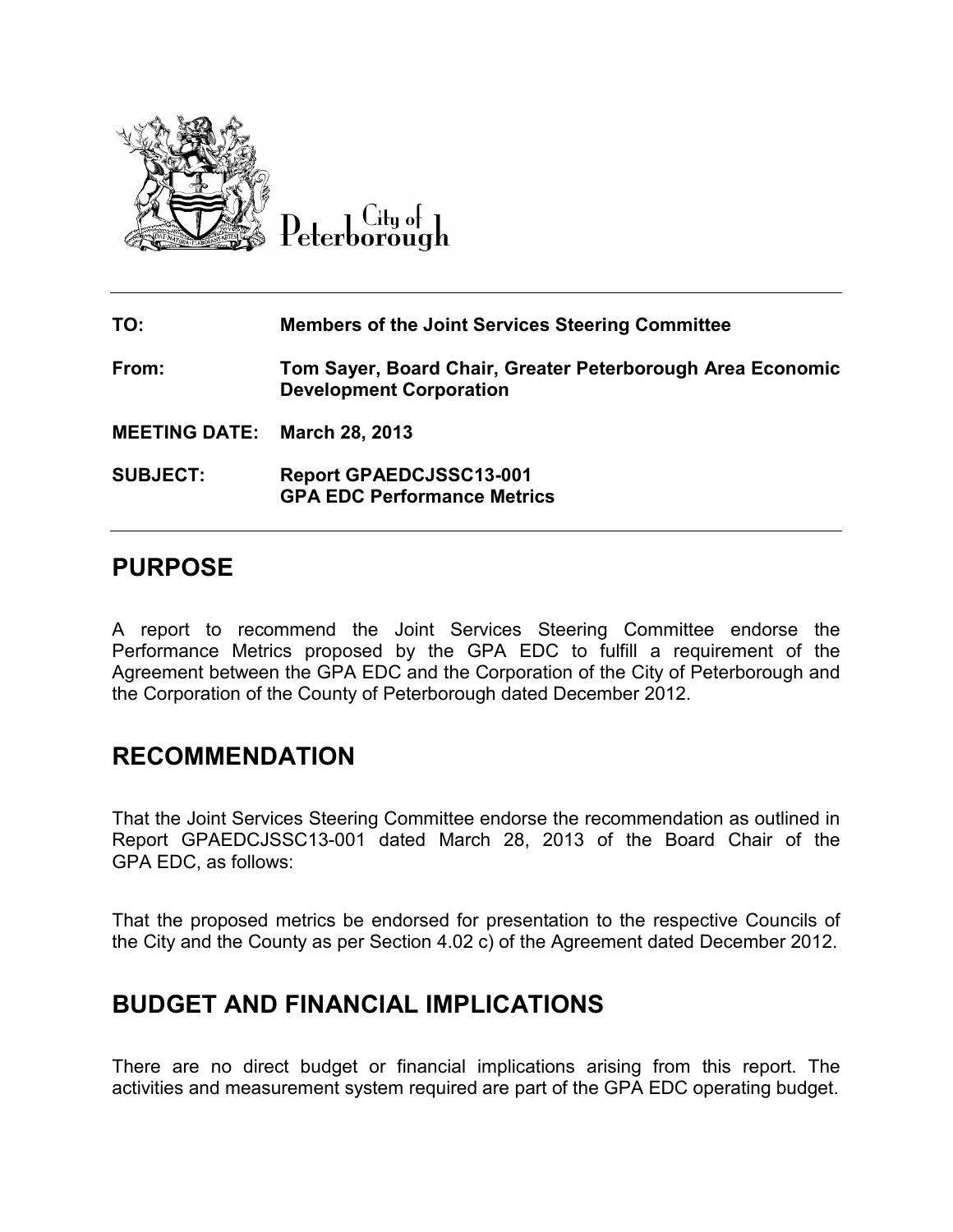City of Peterborough

| | |
|---|---|
| **TO:** | **Members of the Joint Services Steering Committee** |
| **From:** | **Tom Sayer, Board Chair, Greater Peterborough Area Economic Development Corporation** |
| **MEETING DATE:** | **March 28, 2013** |
| **SUBJECT:** | **Report GPAEDCJSSC13-001 GPA EDC Performance Metrics** |

## PURPOSE

A report to recommend the Joint Services Steering Committee endorse the Performance Metrics proposed by the GPA EDC to fulfill a requirement of the Agreement between the GPA EDC and the Corporation of the City of Peterborough and the Corporation of the County of Peterborough dated December 2012.

## RECOMMENDATION

That the Joint Services Steering Committee endorse the recommendation as outlined in Report GPAEDCJSSC13-001 dated March 28, 2013 of the Board Chair of the GPA EDC, as follows:

That the proposed metrics be endorsed for presentation to the respective Councils of the City and the County as per Section 4.02 c) of the Agreement dated December 2012.

## BUDGET AND FINANCIAL IMPLICATIONS

There are no direct budget or financial implications arising from this report. The activities and measurement system required are part of the GPA EDC operating budget.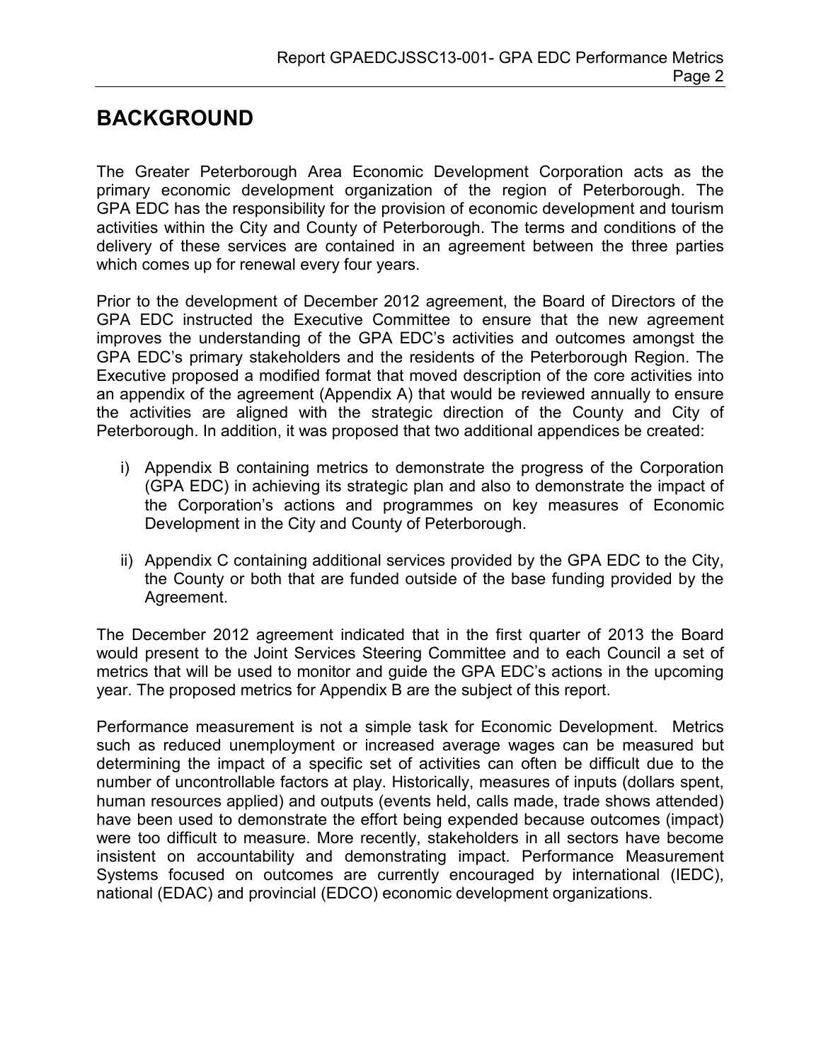# BACKGROUND

The Greater Peterborough Area Economic Development Corporation acts as the primary economic development organization of the region of Peterborough. The GPA EDC has the responsibility for the provision of economic development and tourism activities within the City and County of Peterborough. The terms and conditions of the delivery of these services are contained in an agreement between the three parties which comes up for renewal every four years.

Prior to the development of December 2012 agreement, the Board of Directors of the GPA EDC instructed the Executive Committee to ensure that the new agreement improves the understanding of the GPA EDC's activities and outcomes amongst the GPA EDC's primary stakeholders and the residents of the Peterborough Region. The Executive proposed a modified format that moved description of the core activities into an appendix of the agreement (Appendix A) that would be reviewed annually to ensure the activities are aligned with the strategic direction of the County and City of Peterborough. In addition, it was proposed that two additional appendices be created:

i) Appendix B containing metrics to demonstrate the progress of the Corporation (GPA EDC) in achieving its strategic plan and also to demonstrate the impact of the Corporation's actions and programmes on key measures of Economic Development in the City and County of Peterborough.

ii) Appendix C containing additional services provided by the GPA EDC to the City, the County or both that are funded outside of the base funding provided by the Agreement.

The December 2012 agreement indicated that in the first quarter of 2013 the Board would present to the Joint Services Steering Committee and to each Council a set of metrics that will be used to monitor and guide the GPA EDC's actions in the upcoming year. The proposed metrics for Appendix B are the subject of this report.

Performance measurement is not a simple task for Economic Development. Metrics such as reduced unemployment or increased average wages can be measured but determining the impact of a specific set of activities can often be difficult due to the number of uncontrollable factors at play. Historically, measures of inputs (dollars spent, human resources applied) and outputs (events held, calls made, trade shows attended) have been used to demonstrate the effort being expended because outcomes (impact) were too difficult to measure. More recently, stakeholders in all sectors have become insistent on accountability and demonstrating impact. Performance Measurement Systems focused on outcomes are currently encouraged by international (IEDC), national (EDAC) and provincial (EDCO) economic development organizations.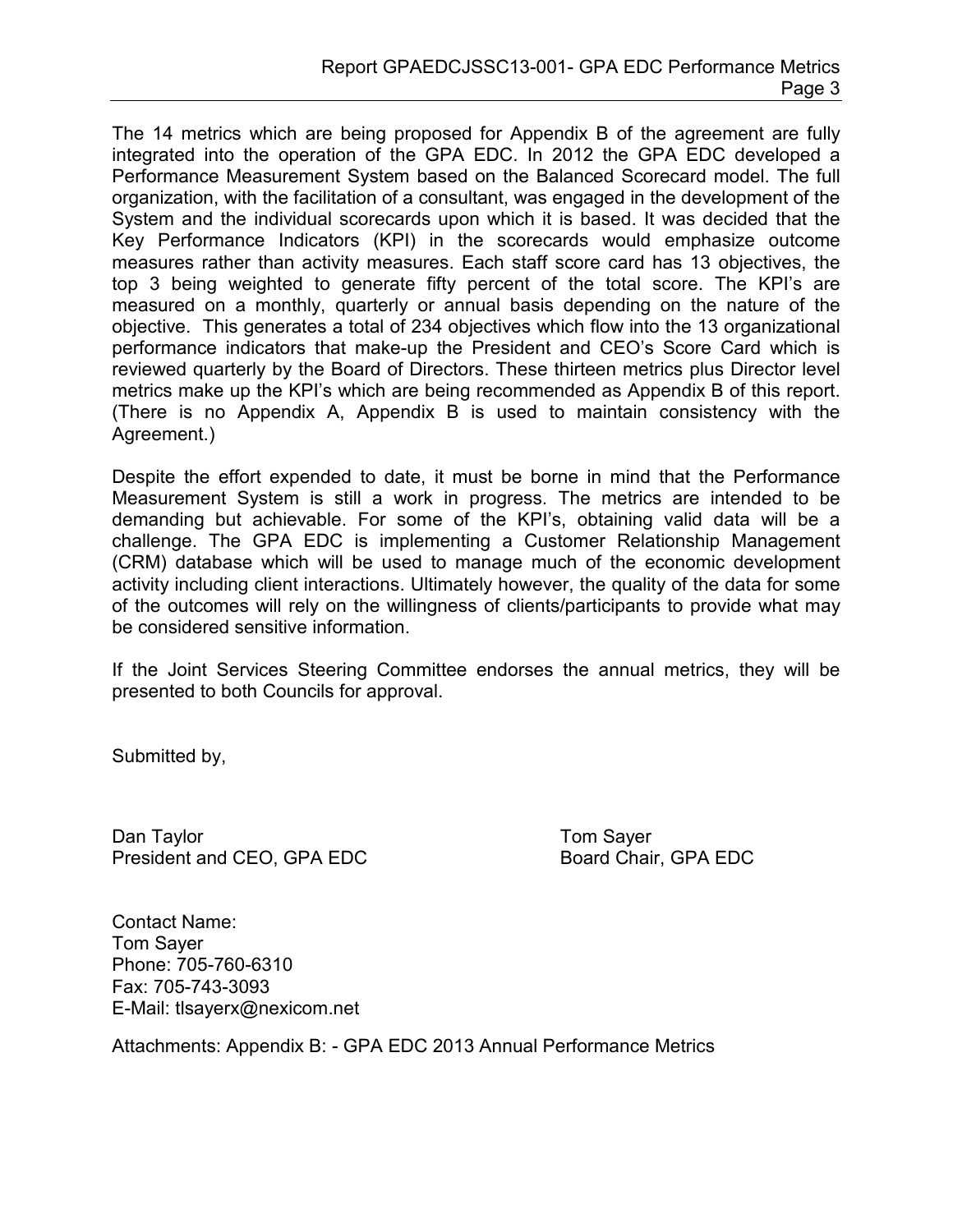The 14 metrics which are being proposed for Appendix B of the agreement are fully integrated into the operation of the GPA EDC. In 2012 the GPA EDC developed a Performance Measurement System based on the Balanced Scorecard model. The full organization, with the facilitation of a consultant, was engaged in the development of the System and the individual scorecards upon which it is based. It was decided that the Key Performance Indicators (KPI) in the scorecards would emphasize outcome measures rather than activity measures. Each staff score card has 13 objectives, the top 3 being weighted to generate fifty percent of the total score. The KPI's are measured on a monthly, quarterly or annual basis depending on the nature of the objective. This generates a total of 234 objectives which flow into the 13 organizational performance indicators that make-up the President and CEO's Score Card which is reviewed quarterly by the Board of Directors. These thirteen metrics plus Director level metrics make up the KPI's which are being recommended as Appendix B of this report. (There is no Appendix A, Appendix B is used to maintain consistency with the Agreement.)

Despite the effort expended to date, it must be borne in mind that the Performance Measurement System is still a work in progress. The metrics are intended to be demanding but achievable. For some of the KPI's, obtaining valid data will be a challenge. The GPA EDC is implementing a Customer Relationship Management (CRM) database which will be used to manage much of the economic development activity including client interactions. Ultimately however, the quality of the data for some of the outcomes will rely on the willingness of clients/participants to provide what may be considered sensitive information.

If the Joint Services Steering Committee endorses the annual metrics, they will be presented to both Councils for approval.

Submitted by,

Dan Taylor
President and CEO, GPA EDC

Tom Sayer
Board Chair, GPA EDC

Contact Name:
Tom Sayer
Phone: 705-760-6310
Fax: 705-743-3093
E-Mail: tlsayerx@nexicom.net

Attachments: Appendix B: - GPA EDC 2013 Annual Performance Metrics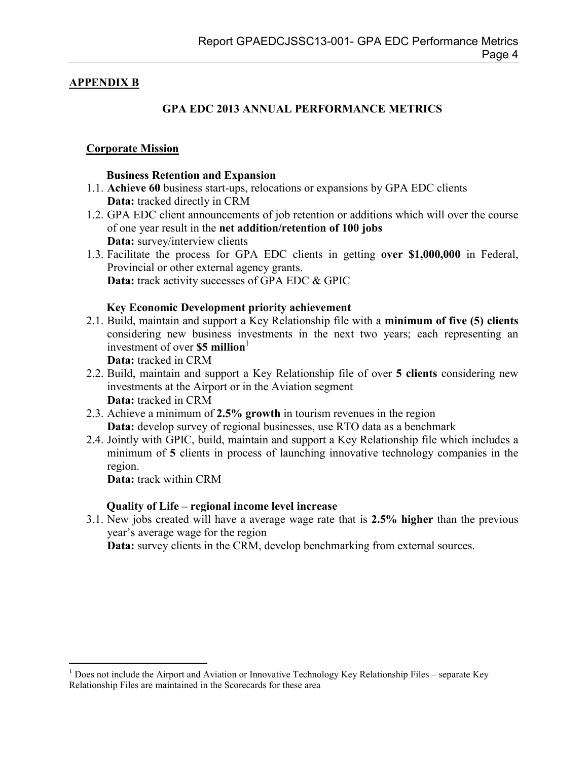## APPENDIX B

### GPA EDC 2013 ANNUAL PERFORMANCE METRICS

**Corporate Mission**

**Business Retention and Expansion**

1.1. **Achieve 60** business start-ups, relocations or expansions by GPA EDC clients
**Data:** tracked directly in CRM

1.2. GPA EDC client announcements of job retention or additions which will over the course of one year result in the **net addition/retention of 100 jobs**
**Data:** survey/interview clients

1.3. Facilitate the process for GPA EDC clients in getting **over $1,000,000** in Federal, Provincial or other external agency grants.
**Data:** track activity successes of GPA EDC & GPIC

**Key Economic Development priority achievement**

2.1. Build, maintain and support a Key Relationship file with a **minimum of five (5) clients** considering new business investments in the next two years; each representing an investment of over **$5 million**[1]
**Data:** tracked in CRM

2.2. Build, maintain and support a Key Relationship file of over **5 clients** considering new investments at the Airport or in the Aviation segment
**Data:** tracked in CRM

2.3. Achieve a minimum of **2.5% growth** in tourism revenues in the region
**Data:** develop survey of regional businesses, use RTO data as a benchmark

2.4. Jointly with GPIC, build, maintain and support a Key Relationship file which includes a minimum of **5** clients in process of launching innovative technology companies in the region.
**Data:** track within CRM

**Quality of Life – regional income level increase**

3.1. New jobs created will have a average wage rate that is **2.5% higher** than the previous year's average wage for the region
**Data:** survey clients in the CRM, develop benchmarking from external sources.

---

[1] Does not include the Airport and Aviation or Innovative Technology Key Relationship Files – separate Key Relationship Files are maintained in the Scorecards for these area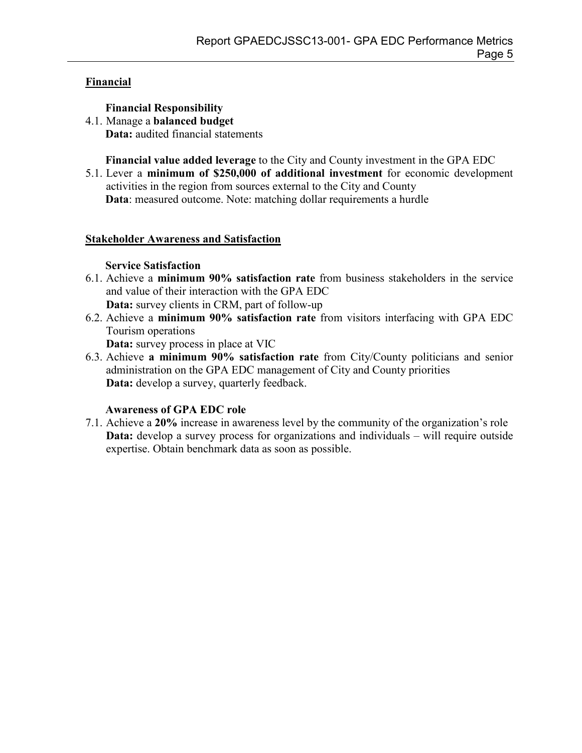## Financial

**Financial Responsibility**

4.1. Manage a **balanced budget**
**Data:** audited financial statements

**Financial value added leverage** to the City and County investment in the GPA EDC

5.1. Lever a **minimum of $250,000 of additional investment** for economic development activities in the region from sources external to the City and County
**Data**: measured outcome. Note: matching dollar requirements a hurdle

## Stakeholder Awareness and Satisfaction

**Service Satisfaction**

6.1. Achieve a **minimum 90% satisfaction rate** from business stakeholders in the service and value of their interaction with the GPA EDC
**Data:** survey clients in CRM, part of follow-up

6.2. Achieve a **minimum 90% satisfaction rate** from visitors interfacing with GPA EDC Tourism operations
**Data:** survey process in place at VIC

6.3. Achieve **a minimum 90% satisfaction rate** from City/County politicians and senior administration on the GPA EDC management of City and County priorities
**Data:** develop a survey, quarterly feedback.

**Awareness of GPA EDC role**

7.1. Achieve a **20%** increase in awareness level by the community of the organization's role
**Data:** develop a survey process for organizations and individuals – will require outside expertise. Obtain benchmark data as soon as possible.